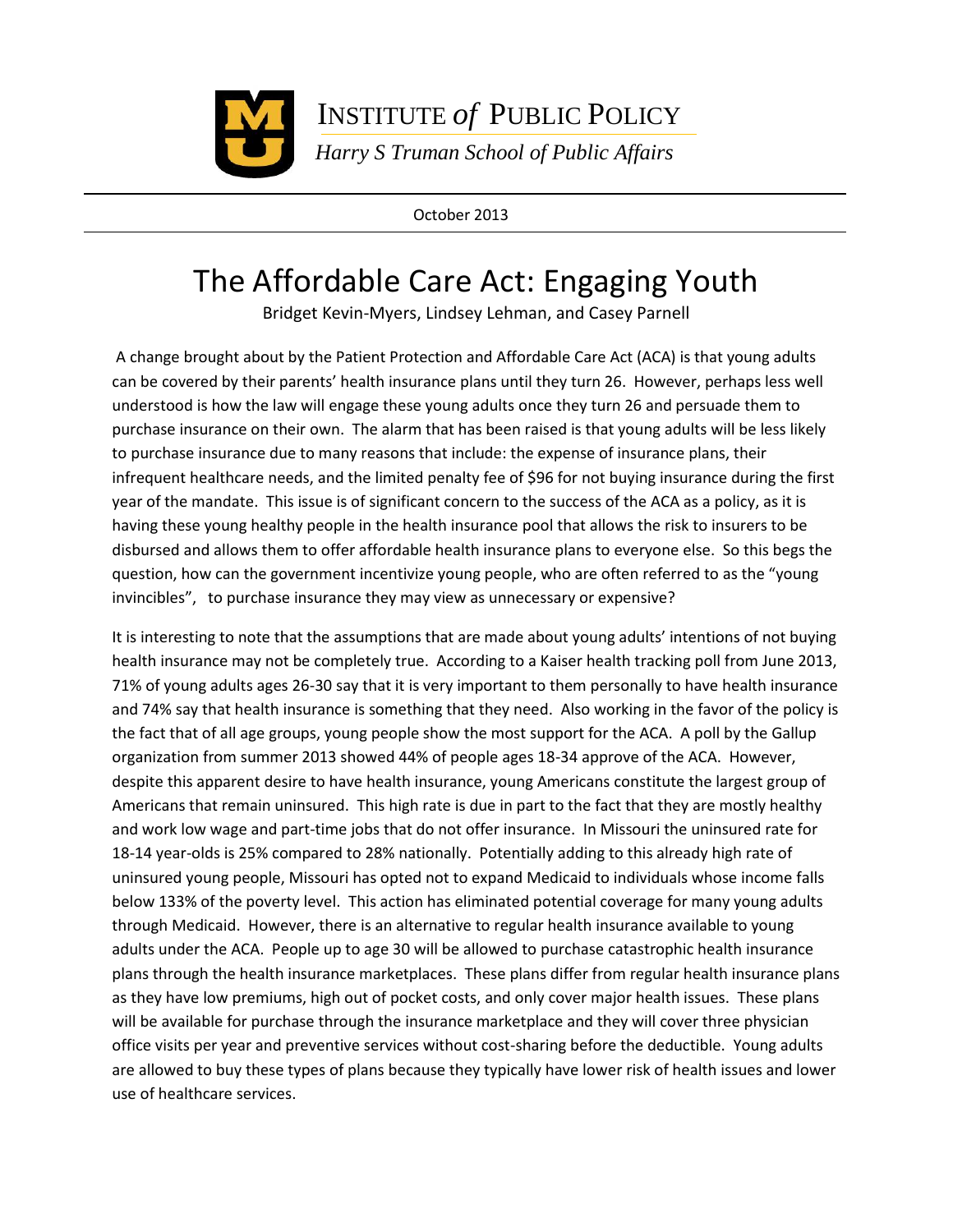INSTITUTE *of* PUBLIC POLICY

*Harry S Truman School of Public Affairs*

October 2013

# The Affordable Care Act: Engaging Youth

Bridget Kevin-Myers, Lindsey Lehman, and Casey Parnell

A change brought about by the Patient Protection and Affordable Care Act (ACA) is that young adults can be covered by their parents' health insurance plans until they turn 26. However, perhaps less well understood is how the law will engage these young adults once they turn 26 and persuade them to purchase insurance on their own. The alarm that has been raised is that young adults will be less likely to purchase insurance due to many reasons that include: the expense of insurance plans, their infrequent healthcare needs, and the limited penalty fee of $96 for not buying insurance during the first year of the mandate. This issue is of significant concern to the success of the ACA as a policy, as it is having these young healthy people in the health insurance pool that allows the risk to insurers to be disbursed and allows them to offer affordable health insurance plans to everyone else. So this begs the question, how can the government incentivize young people, who are often referred to as the "young invincibles", to purchase insurance they may view as unnecessary or expensive?

It is interesting to note that the assumptions that are made about young adults' intentions of not buying health insurance may not be completely true. According to a Kaiser health tracking poll from June 2013, 71% of young adults ages 26-30 say that it is very important to them personally to have health insurance and 74% say that health insurance is something that they need. Also working in the favor of the policy is the fact that of all age groups, young people show the most support for the ACA. A poll by the Gallup organization from summer 2013 showed 44% of people ages 18-34 approve of the ACA. However, despite this apparent desire to have health insurance, young Americans constitute the largest group of Americans that remain uninsured. This high rate is due in part to the fact that they are mostly healthy and work low wage and part-time jobs that do not offer insurance. In Missouri the uninsured rate for 18-14 year-olds is 25% compared to 28% nationally. Potentially adding to this already high rate of uninsured young people, Missouri has opted not to expand Medicaid to individuals whose income falls below 133% of the poverty level. This action has eliminated potential coverage for many young adults through Medicaid. However, there is an alternative to regular health insurance available to young adults under the ACA. People up to age 30 will be allowed to purchase catastrophic health insurance plans through the health insurance marketplaces. These plans differ from regular health insurance plans as they have low premiums, high out of pocket costs, and only cover major health issues. These plans will be available for purchase through the insurance marketplace and they will cover three physician office visits per year and preventive services without cost-sharing before the deductible. Young adults are allowed to buy these types of plans because they typically have lower risk of health issues and lower use of healthcare services.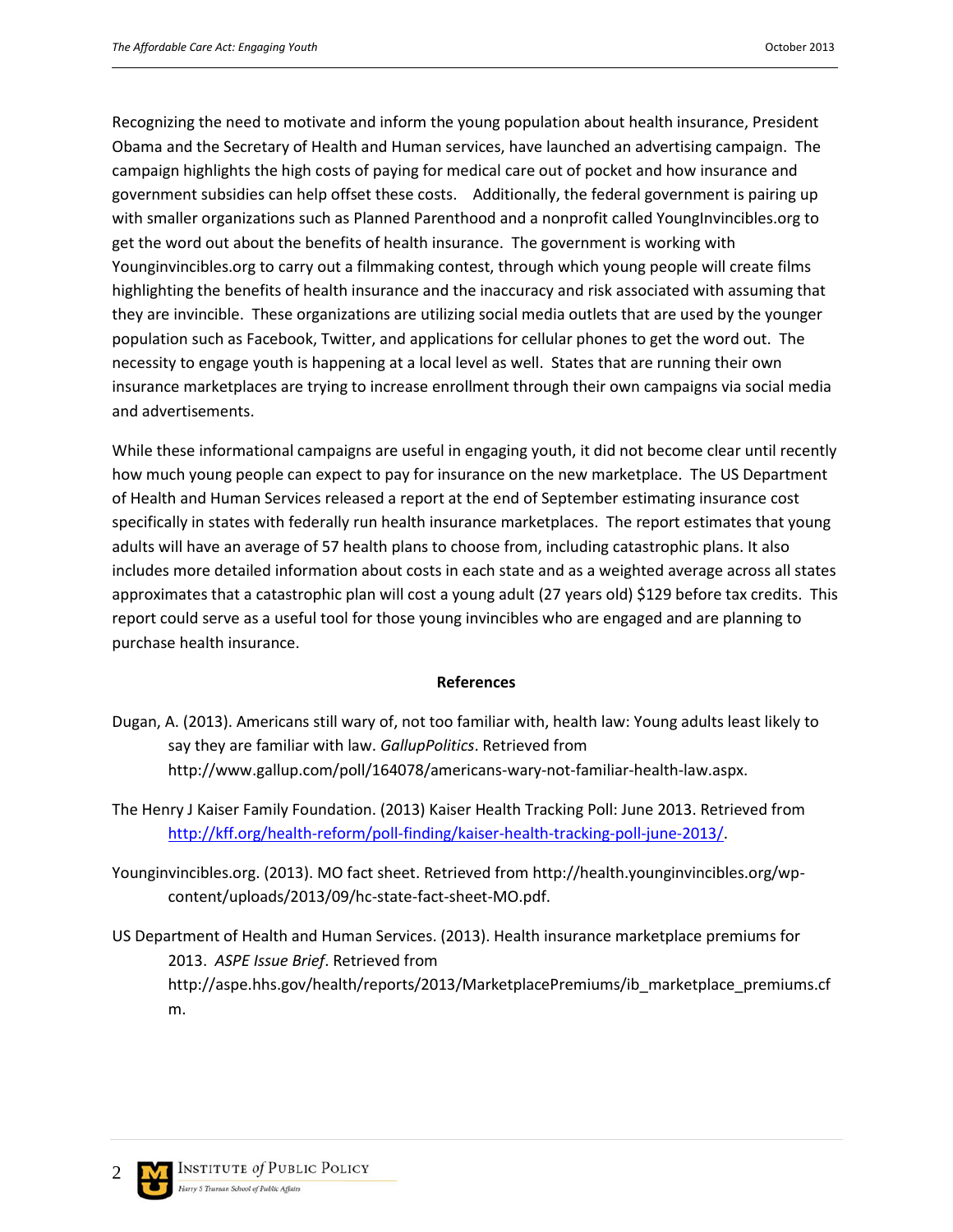Recognizing the need to motivate and inform the young population about health insurance, President Obama and the Secretary of Health and Human services, have launched an advertising campaign. The campaign highlights the high costs of paying for medical care out of pocket and how insurance and government subsidies can help offset these costs. Additionally, the federal government is pairing up with smaller organizations such as Planned Parenthood and a nonprofit called YoungInvincibles.org to get the word out about the benefits of health insurance. The government is working with Younginvincibles.org to carry out a filmmaking contest, through which young people will create films highlighting the benefits of health insurance and the inaccuracy and risk associated with assuming that they are invincible. These organizations are utilizing social media outlets that are used by the younger population such as Facebook, Twitter, and applications for cellular phones to get the word out. The necessity to engage youth is happening at a local level as well. States that are running their own insurance marketplaces are trying to increase enrollment through their own campaigns via social media and advertisements.

While these informational campaigns are useful in engaging youth, it did not become clear until recently how much young people can expect to pay for insurance on the new marketplace. The US Department of Health and Human Services released a report at the end of September estimating insurance cost specifically in states with federally run health insurance marketplaces. The report estimates that young adults will have an average of 57 health plans to choose from, including catastrophic plans. It also includes more detailed information about costs in each state and as a weighted average across all states approximates that a catastrophic plan will cost a young adult (27 years old) $129 before tax credits. This report could serve as a useful tool for those young invincibles who are engaged and are planning to purchase health insurance.

## References

Dugan, A. (2013). Americans still wary of, not too familiar with, health law: Young adults least likely to say they are familiar with law. *GallupPolitics*. Retrieved from http://www.gallup.com/poll/164078/americans-wary-not-familiar-health-law.aspx.

The Henry J Kaiser Family Foundation. (2013) Kaiser Health Tracking Poll: June 2013. Retrieved from http://kff.org/health-reform/poll-finding/kaiser-health-tracking-poll-june-2013/.

Younginvincibles.org. (2013). MO fact sheet. Retrieved from http://health.younginvincibles.org/wp-content/uploads/2013/09/hc-state-fact-sheet-MO.pdf.

US Department of Health and Human Services. (2013). Health insurance marketplace premiums for 2013. *ASPE Issue Brief*. Retrieved from http://aspe.hhs.gov/health/reports/2013/MarketplacePremiums/ib_marketplace_premiums.cfm.